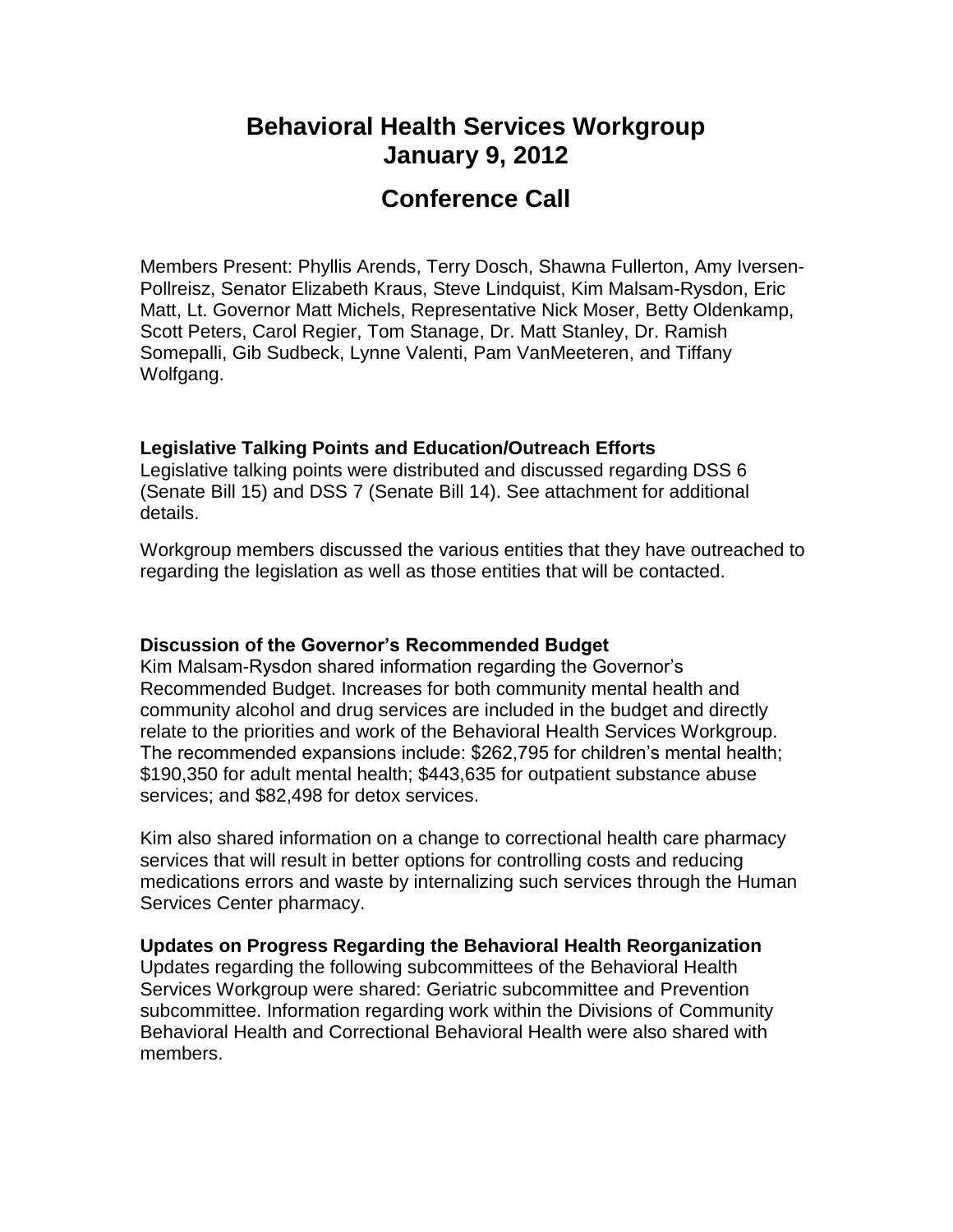# Behavioral Health Services Workgroup
# January 9, 2012

## Conference Call

Members Present: Phyllis Arends, Terry Dosch, Shawna Fullerton, Amy Iversen-Pollreisz, Senator Elizabeth Kraus, Steve Lindquist, Kim Malsam-Rysdon, Eric Matt, Lt. Governor Matt Michels, Representative Nick Moser, Betty Oldenkamp, Scott Peters, Carol Regier, Tom Stanage, Dr. Matt Stanley, Dr. Ramish Somepalli, Gib Sudbeck, Lynne Valenti, Pam VanMeeteren, and Tiffany Wolfgang.

**Legislative Talking Points and Education/Outreach Efforts**

Legislative talking points were distributed and discussed regarding DSS 6 (Senate Bill 15) and DSS 7 (Senate Bill 14). See attachment for additional details.

Workgroup members discussed the various entities that they have outreached to regarding the legislation as well as those entities that will be contacted.

**Discussion of the Governor's Recommended Budget**

Kim Malsam-Rysdon shared information regarding the Governor's Recommended Budget. Increases for both community mental health and community alcohol and drug services are included in the budget and directly relate to the priorities and work of the Behavioral Health Services Workgroup. The recommended expansions include: $262,795 for children's mental health; $190,350 for adult mental health; $443,635 for outpatient substance abuse services; and $82,498 for detox services.

Kim also shared information on a change to correctional health care pharmacy services that will result in better options for controlling costs and reducing medications errors and waste by internalizing such services through the Human Services Center pharmacy.

**Updates on Progress Regarding the Behavioral Health Reorganization**

Updates regarding the following subcommittees of the Behavioral Health Services Workgroup were shared: Geriatric subcommittee and Prevention subcommittee. Information regarding work within the Divisions of Community Behavioral Health and Correctional Behavioral Health were also shared with members.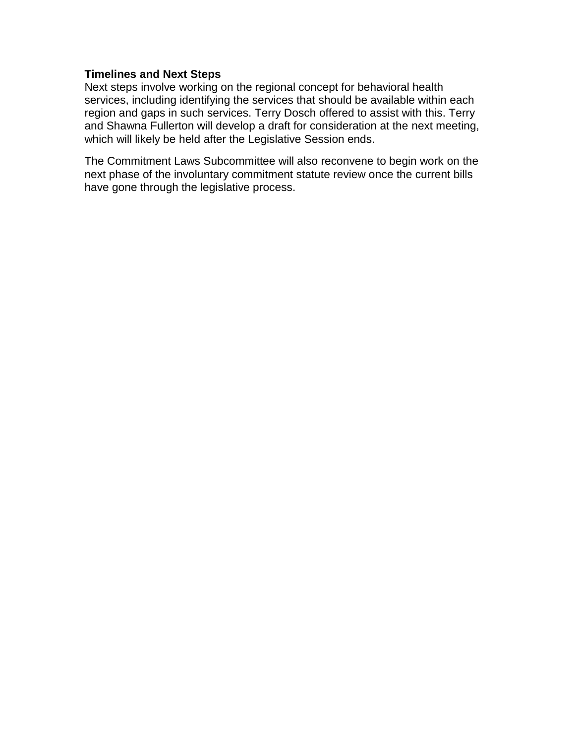**Timelines and Next Steps**

Next steps involve working on the regional concept for behavioral health services, including identifying the services that should be available within each region and gaps in such services. Terry Dosch offered to assist with this. Terry and Shawna Fullerton will develop a draft for consideration at the next meeting, which will likely be held after the Legislative Session ends.

The Commitment Laws Subcommittee will also reconvene to begin work on the next phase of the involuntary commitment statute review once the current bills have gone through the legislative process.